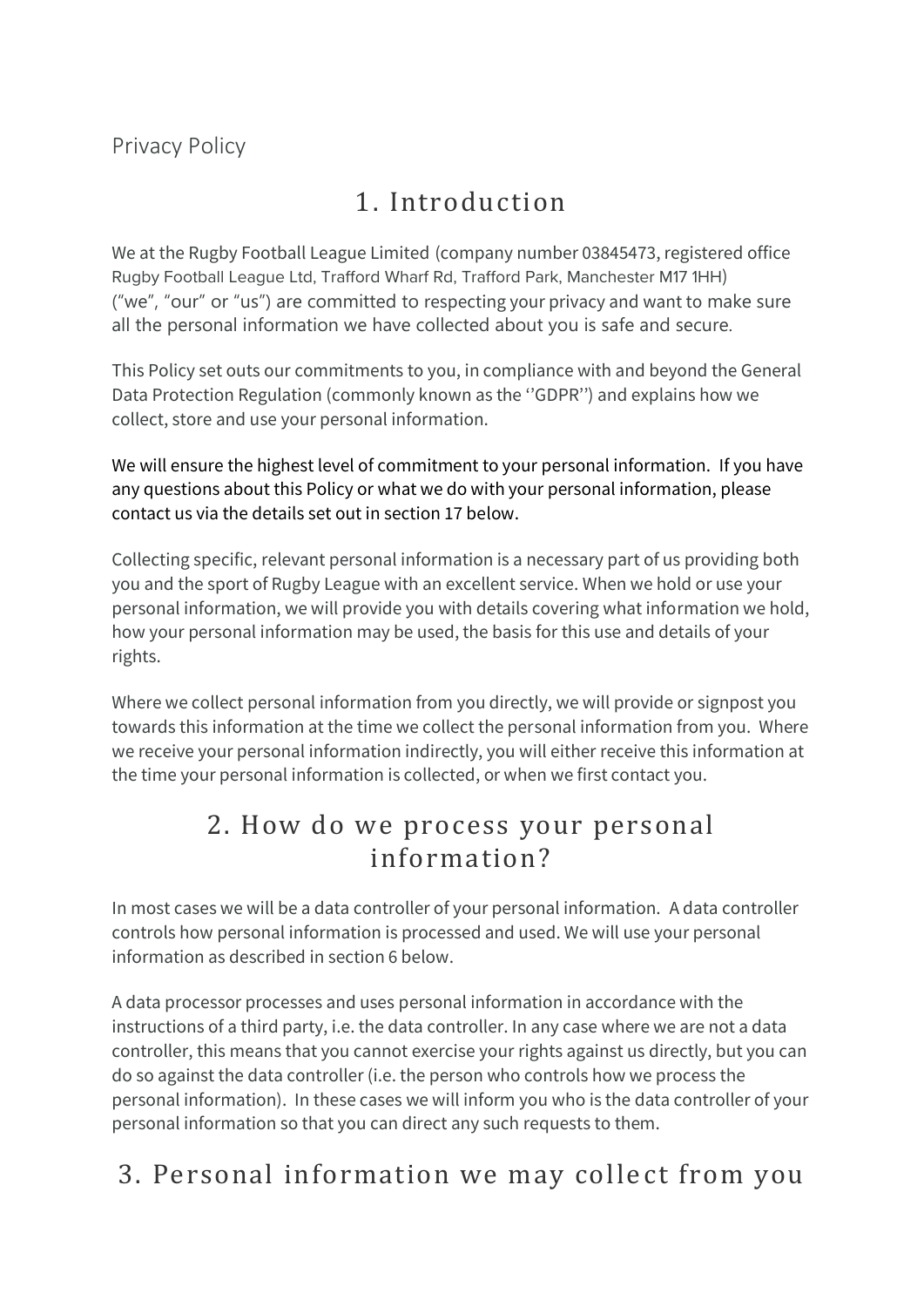Privacy Policy

# 1. Introduction

We at the Rugby Football League Limited (company number 03845473, registered office Rugby Football League Ltd, Trafford Wharf Rd, Trafford Park, Manchester M17 1HH) ("we", "our" or "us") are committed to respecting your privacy and want to make sure all the personal information we have collected about you is safe and secure.

This Policy set outs our commitments to you, in compliance with and beyond the General Data Protection Regulation (commonly known as the ''GDPR'') and explains how we collect, store and use your personal information.

We will ensure the highest level of commitment to your personal information. If you have any questions about this Policy or what we do with your personal information, please contact us via the details set out in section 17 below.

Collecting specific, relevant personal information is a necessary part of us providing both you and the sport of Rugby League with an excellent service. When we hold or use your personal information, we will provide you with details covering what information we hold, how your personal information may be used, the basis for this use and details of your rights.

Where we collect personal information from you directly, we will provide or signpost you towards this information at the time we collect the personal information from you. Where we receive your personal information indirectly, you will either receive this information at the time your personal information is collected, or when we first contact you.

# 2. How do we process your personal information?

In most cases we will be a data controller of your personal information. A data controller controls how personal information is processed and used. We will use your personal information as described in section 6 below.

A data processor processes and uses personal information in accordance with the instructions of a third party, i.e. the data controller. In any case where we are not a data controller, this means that you cannot exercise your rights against us directly, but you can do so against the data controller (i.e. the person who controls how we process the personal information). In these cases we will inform you who is the data controller of your personal information so that you can direct any such requests to them.

# 3. Personal information we may collect from you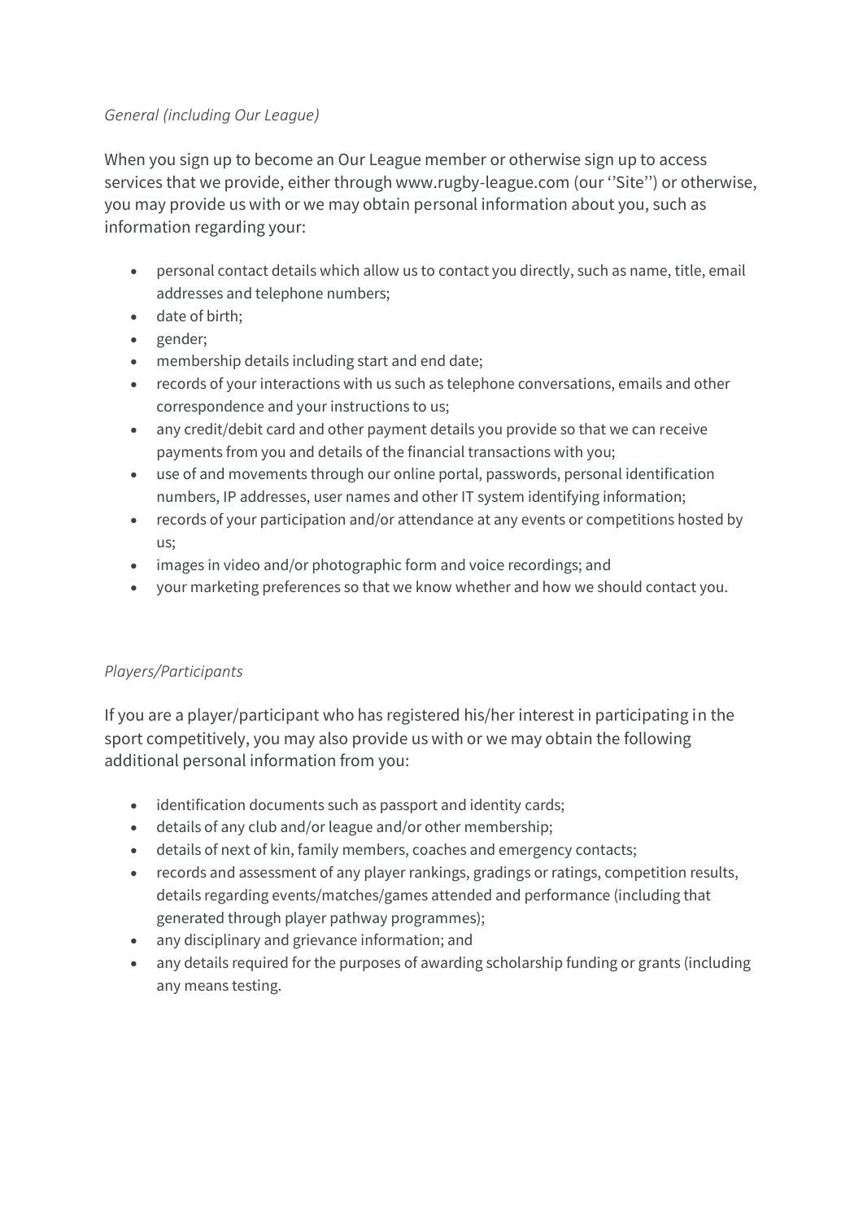*General (including Our League)*

When you sign up to become an Our League member or otherwise sign up to access services that we provide, either through www.rugby-league.com (our ''Site'') or otherwise, you may provide us with or we may obtain personal information about you, such as information regarding your:

- personal contact details which allow us to contact you directly, such as name, title, email addresses and telephone numbers;
- date of birth;
- gender;
- membership details including start and end date;
- records of your interactions with us such as telephone conversations, emails and other correspondence and your instructions to us;
- any credit/debit card and other payment details you provide so that we can receive payments from you and details of the financial transactions with you;
- use of and movements through our online portal, passwords, personal identification numbers, IP addresses, user names and other IT system identifying information;
- records of your participation and/or attendance at any events or competitions hosted by us;
- images in video and/or photographic form and voice recordings; and
- your marketing preferences so that we know whether and how we should contact you.

*Players/Participants*

If you are a player/participant who has registered his/her interest in participating in the sport competitively, you may also provide us with or we may obtain the following additional personal information from you:

- identification documents such as passport and identity cards;
- details of any club and/or league and/or other membership;
- details of next of kin, family members, coaches and emergency contacts;
- records and assessment of any player rankings, gradings or ratings, competition results, details regarding events/matches/games attended and performance (including that generated through player pathway programmes);
- any disciplinary and grievance information; and
- any details required for the purposes of awarding scholarship funding or grants (including any means testing.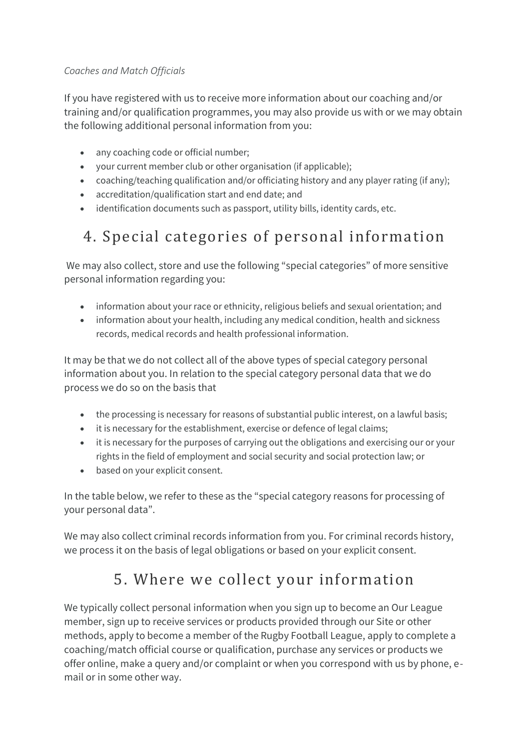*Coaches and Match Officials*

If you have registered with us to receive more information about our coaching and/or training and/or qualification programmes, you may also provide us with or we may obtain the following additional personal information from you:

- any coaching code or official number;
- your current member club or other organisation (if applicable);
- coaching/teaching qualification and/or officiating history and any player rating (if any);
- accreditation/qualification start and end date; and
- identification documents such as passport, utility bills, identity cards, etc.

## 4. Special categories of personal information

We may also collect, store and use the following "special categories" of more sensitive personal information regarding you:

- information about your race or ethnicity, religious beliefs and sexual orientation; and
- information about your health, including any medical condition, health and sickness records, medical records and health professional information.

It may be that we do not collect all of the above types of special category personal information about you. In relation to the special category personal data that we do process we do so on the basis that

- the processing is necessary for reasons of substantial public interest, on a lawful basis;
- it is necessary for the establishment, exercise or defence of legal claims;
- it is necessary for the purposes of carrying out the obligations and exercising our or your rights in the field of employment and social security and social protection law; or
- based on your explicit consent.

In the table below, we refer to these as the "special category reasons for processing of your personal data".

We may also collect criminal records information from you. For criminal records history, we process it on the basis of legal obligations or based on your explicit consent.

## 5. Where we collect your information

We typically collect personal information when you sign up to become an Our League member, sign up to receive services or products provided through our Site or other methods, apply to become a member of the Rugby Football League, apply to complete a coaching/match official course or qualification, purchase any services or products we offer online, make a query and/or complaint or when you correspond with us by phone, e-mail or in some other way.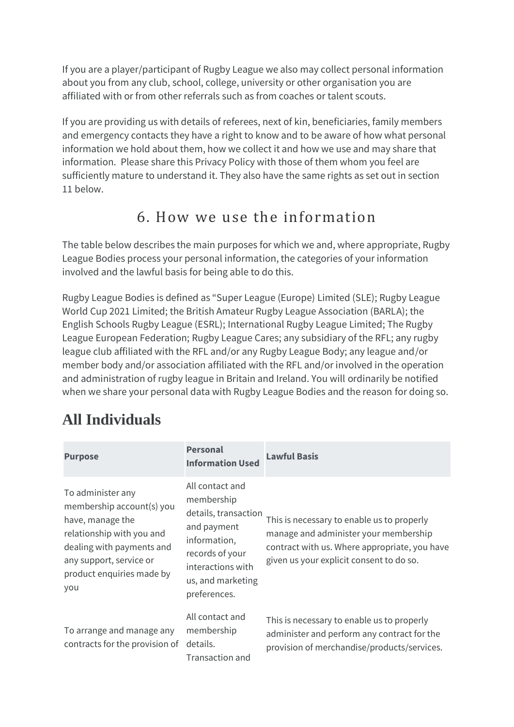If you are a player/participant of Rugby League we also may collect personal information about you from any club, school, college, university or other organisation you are affiliated with or from other referrals such as from coaches or talent scouts.

If you are providing us with details of referees, next of kin, beneficiaries, family members and emergency contacts they have a right to know and to be aware of how what personal information we hold about them, how we collect it and how we use and may share that information. Please share this Privacy Policy with those of them whom you feel are sufficiently mature to understand it. They also have the same rights as set out in section 11 below.

## 6. How we use the information

The table below describes the main purposes for which we and, where appropriate, Rugby League Bodies process your personal information, the categories of your information involved and the lawful basis for being able to do this.

Rugby League Bodies is defined as "Super League (Europe) Limited (SLE); Rugby League World Cup 2021 Limited; the British Amateur Rugby League Association (BARLA); the English Schools Rugby League (ESRL); International Rugby League Limited; The Rugby League European Federation; Rugby League Cares; any subsidiary of the RFL; any rugby league club affiliated with the RFL and/or any Rugby League Body; any league and/or member body and/or association affiliated with the RFL and/or involved in the operation and administration of rugby league in Britain and Ireland. You will ordinarily be notified when we share your personal data with Rugby League Bodies and the reason for doing so.

# All Individuals

| Purpose | Personal Information Used | Lawful Basis |
| --- | --- | --- |
| To administer any membership account(s) you have, manage the relationship with you and dealing with payments and any support, service or product enquiries made by you | All contact and membership details, transaction and payment information, records of your interactions with us, and marketing preferences. | This is necessary to enable us to properly manage and administer your membership contract with us. Where appropriate, you have given us your explicit consent to do so. |
| To arrange and manage any contracts for the provision of | All contact and membership details. Transaction and | This is necessary to enable us to properly administer and perform any contract for the provision of merchandise/products/services. |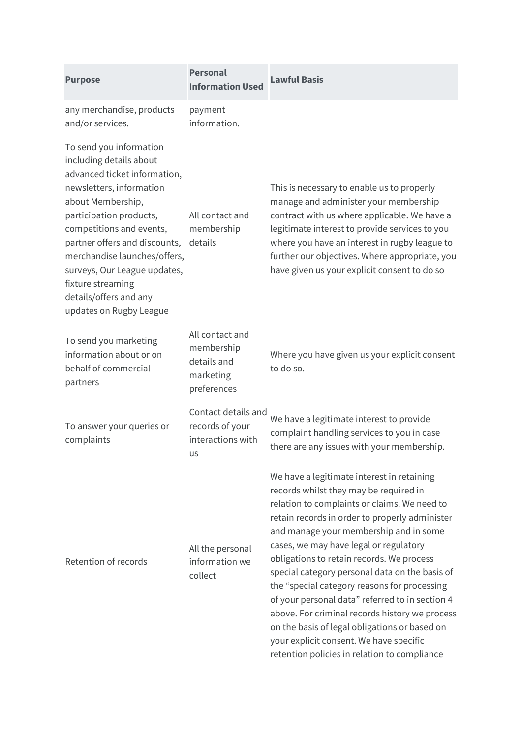| Purpose | Personal Information Used | Lawful Basis |
| --- | --- | --- |
| any merchandise, products and/or services. | payment information. | |
| To send you information including details about advanced ticket information, newsletters, information about Membership, participation products, competitions and events, partner offers and discounts, merchandise launches/offers, surveys, Our League updates, fixture streaming details/offers and any updates on Rugby League | All contact and membership details | This is necessary to enable us to properly manage and administer your membership contract with us where applicable. We have a legitimate interest to provide services to you where you have an interest in rugby league to further our objectives. Where appropriate, you have given us your explicit consent to do so |
| To send you marketing information about or on behalf of commercial partners | All contact and membership details and marketing preferences | Where you have given us your explicit consent to do so. |
| To answer your queries or complaints | Contact details and records of your interactions with us | We have a legitimate interest to provide complaint handling services to you in case there are any issues with your membership. |
| Retention of records | All the personal information we collect | We have a legitimate interest in retaining records whilst they may be required in relation to complaints or claims. We need to retain records in order to properly administer and manage your membership and in some cases, we may have legal or regulatory obligations to retain records. We process special category personal data on the basis of the "special category reasons for processing of your personal data" referred to in section 4 above. For criminal records history we process on the basis of legal obligations or based on your explicit consent. We have specific retention policies in relation to compliance |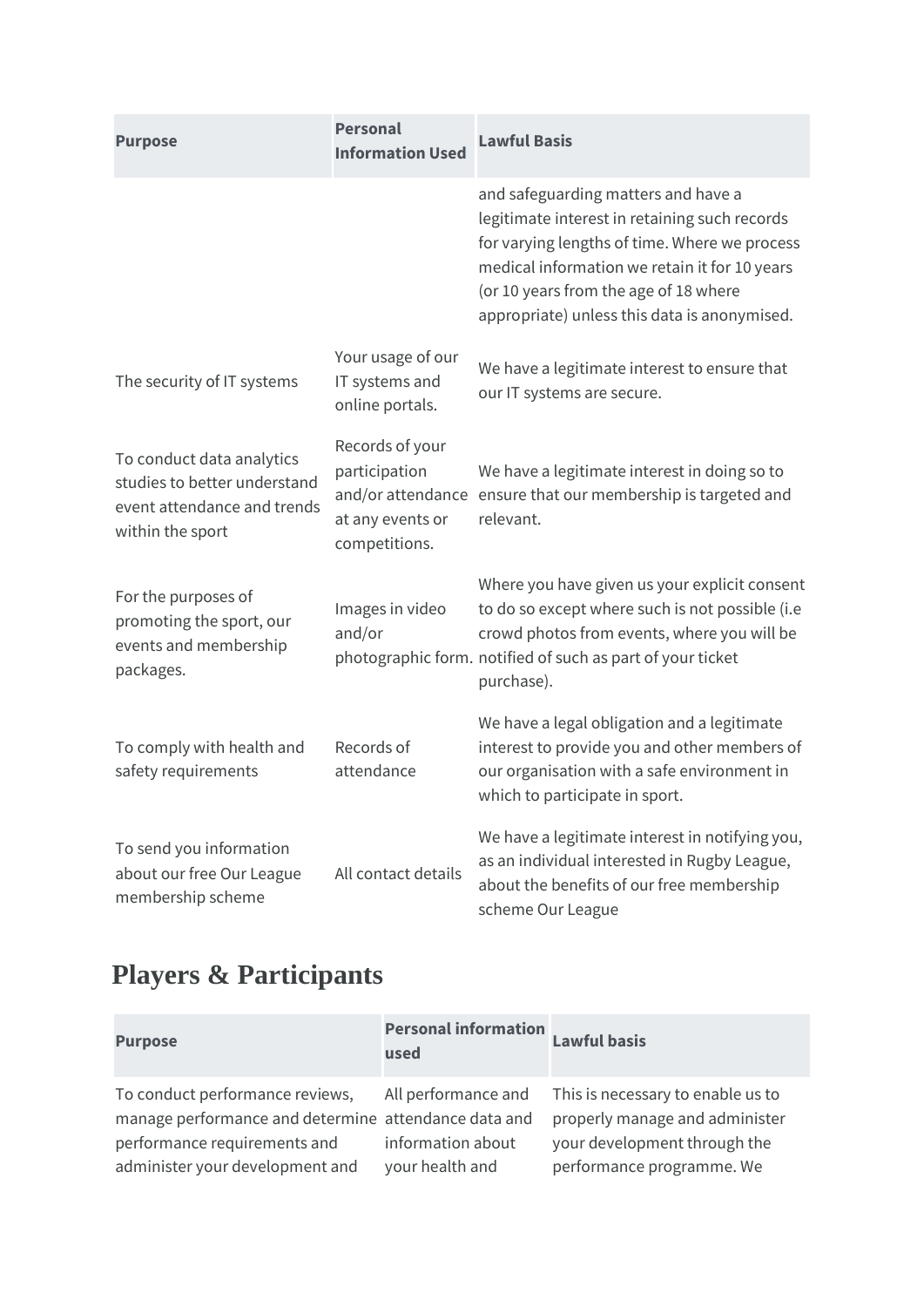| Purpose | Personal Information Used | Lawful Basis |
| --- | --- | --- |
| | | and safeguarding matters and have a legitimate interest in retaining such records for varying lengths of time. Where we process medical information we retain it for 10 years (or 10 years from the age of 18 where appropriate) unless this data is anonymised. |
| The security of IT systems | Your usage of our IT systems and online portals. | We have a legitimate interest to ensure that our IT systems are secure. |
| To conduct data analytics studies to better understand event attendance and trends within the sport | Records of your participation and/or attendance at any events or competitions. | We have a legitimate interest in doing so to ensure that our membership is targeted and relevant. |
| For the purposes of promoting the sport, our events and membership packages. | Images in video and/or photographic form. | Where you have given us your explicit consent to do so except where such is not possible (i.e crowd photos from events, where you will be notified of such as part of your ticket purchase). |
| To comply with health and safety requirements | Records of attendance | We have a legal obligation and a legitimate interest to provide you and other members of our organisation with a safe environment in which to participate in sport. |
| To send you information about our free Our League membership scheme | All contact details | We have a legitimate interest in notifying you, as an individual interested in Rugby League, about the benefits of our free membership scheme Our League |

## Players & Participants

| Purpose | Personal information used | Lawful basis |
| --- | --- | --- |
| To conduct performance reviews, manage performance and determine performance requirements and administer your development and | All performance and attendance data and information about your health and | This is necessary to enable us to properly manage and administer your development through the performance programme. We |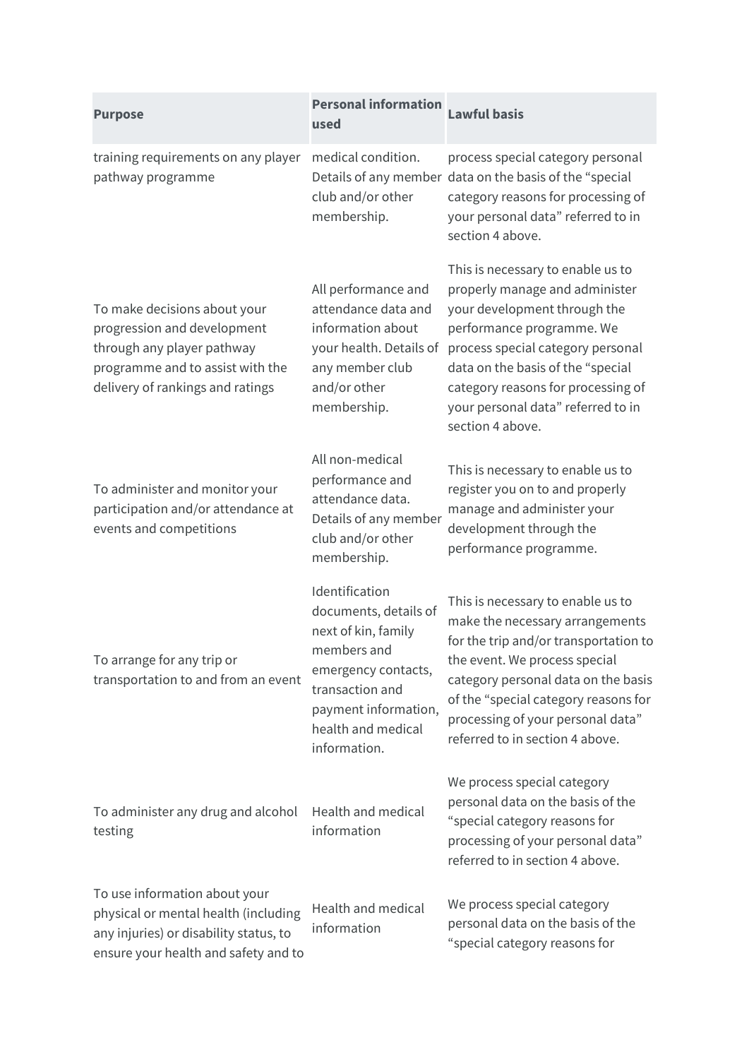| Purpose | Personal information used | Lawful basis |
|---|---|---|
| training requirements on any player pathway programme | medical condition. Details of any member club and/or other membership. | process special category personal data on the basis of the "special category reasons for processing of your personal data" referred to in section 4 above. |
| To make decisions about your progression and development through any player pathway programme and to assist with the delivery of rankings and ratings | All performance and attendance data and information about your health. Details of any member club and/or other membership. | This is necessary to enable us to properly manage and administer your development through the performance programme. We process special category personal data on the basis of the "special category reasons for processing of your personal data" referred to in section 4 above. |
| To administer and monitor your participation and/or attendance at events and competitions | All non-medical performance and attendance data. Details of any member club and/or other membership. | This is necessary to enable us to register you on to and properly manage and administer your development through the performance programme. |
| To arrange for any trip or transportation to and from an event | Identification documents, details of next of kin, family members and emergency contacts, transaction and payment information, health and medical information. | This is necessary to enable us to make the necessary arrangements for the trip and/or transportation to the event. We process special category personal data on the basis of the "special category reasons for processing of your personal data" referred to in section 4 above. |
| To administer any drug and alcohol testing | Health and medical information | We process special category personal data on the basis of the "special category reasons for processing of your personal data" referred to in section 4 above. |
| To use information about your physical or mental health (including any injuries) or disability status, to ensure your health and safety and to | Health and medical information | We process special category personal data on the basis of the "special category reasons for |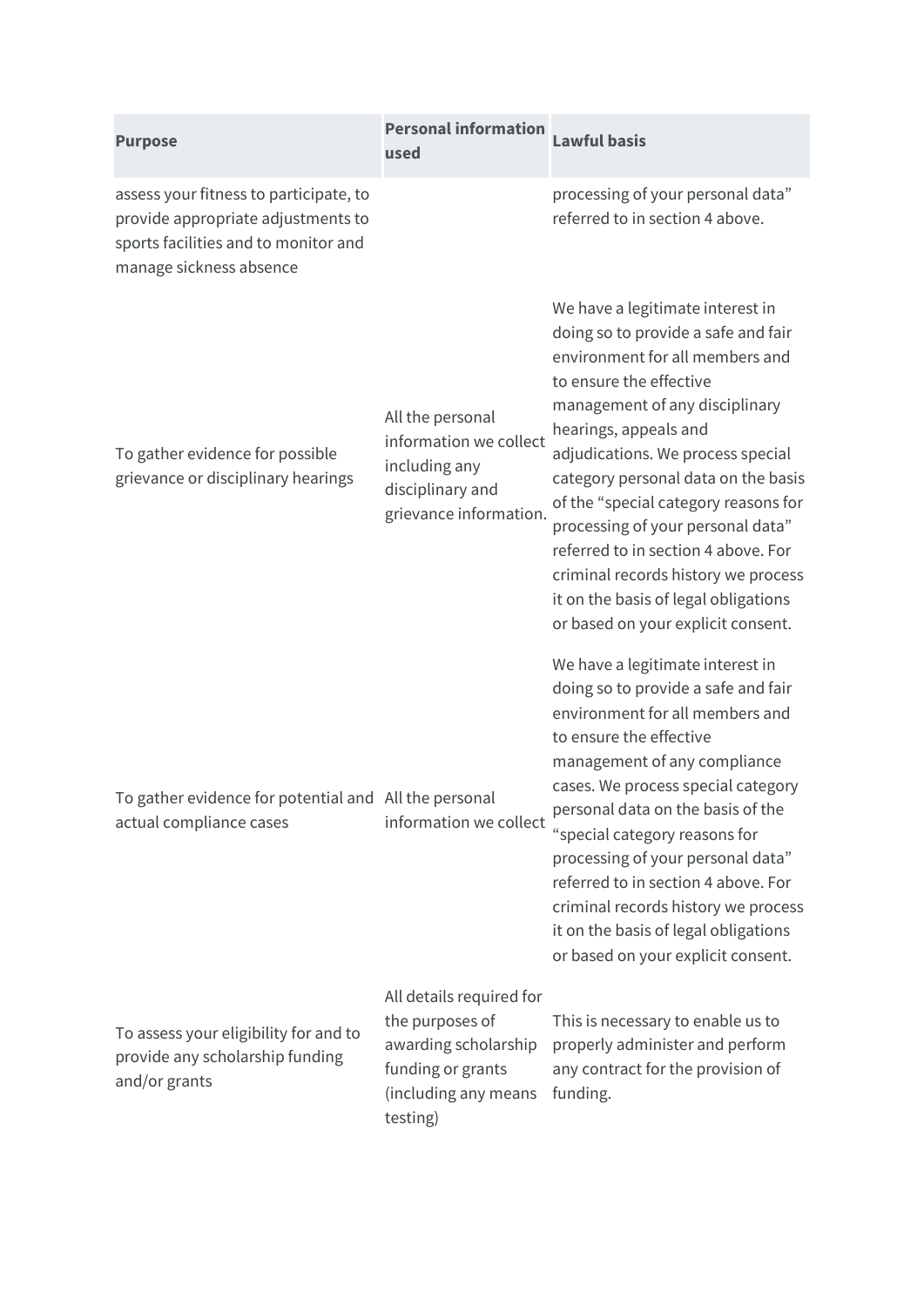| Purpose | Personal information used | Lawful basis |
|---|---|---|
| assess your fitness to participate, to provide appropriate adjustments to sports facilities and to monitor and manage sickness absence | | processing of your personal data" referred to in section 4 above. |
| To gather evidence for possible grievance or disciplinary hearings | All the personal information we collect including any disciplinary and grievance information. | We have a legitimate interest in doing so to provide a safe and fair environment for all members and to ensure the effective management of any disciplinary hearings, appeals and adjudications. We process special category personal data on the basis of the "special category reasons for processing of your personal data" referred to in section 4 above. For criminal records history we process it on the basis of legal obligations or based on your explicit consent. |
| To gather evidence for potential and actual compliance cases | All the personal information we collect | We have a legitimate interest in doing so to provide a safe and fair environment for all members and to ensure the effective management of any compliance cases. We process special category personal data on the basis of the "special category reasons for processing of your personal data" referred to in section 4 above. For criminal records history we process it on the basis of legal obligations or based on your explicit consent. |
| To assess your eligibility for and to provide any scholarship funding and/or grants | All details required for the purposes of awarding scholarship funding or grants (including any means testing) | This is necessary to enable us to properly administer and perform any contract for the provision of funding. |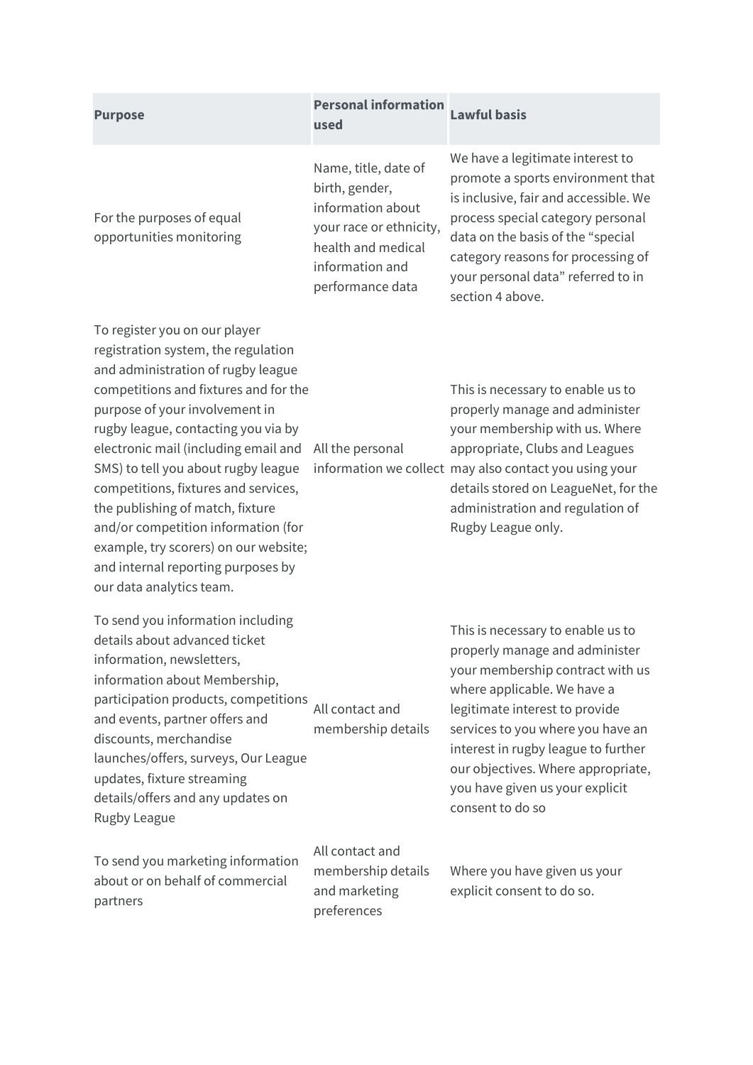| Purpose | Personal information used | Lawful basis |
| --- | --- | --- |
| For the purposes of equal opportunities monitoring | Name, title, date of birth, gender, information about your race or ethnicity, health and medical information and performance data | We have a legitimate interest to promote a sports environment that is inclusive, fair and accessible. We process special category personal data on the basis of the "special category reasons for processing of your personal data" referred to in section 4 above. |
| To register you on our player registration system, the regulation and administration of rugby league competitions and fixtures and for the purpose of your involvement in rugby league, contacting you via by electronic mail (including email and SMS) to tell you about rugby league competitions, fixtures and services, the publishing of match, fixture and/or competition information (for example, try scorers) on our website; and internal reporting purposes by our data analytics team. | All the personal information we collect | This is necessary to enable us to properly manage and administer your membership with us. Where appropriate, Clubs and Leagues may also contact you using your details stored on LeagueNet, for the administration and regulation of Rugby League only. |
| To send you information including details about advanced ticket information, newsletters, information about Membership, participation products, competitions and events, partner offers and discounts, merchandise launches/offers, surveys, Our League updates, fixture streaming details/offers and any updates on Rugby League | All contact and membership details | This is necessary to enable us to properly manage and administer your membership contract with us where applicable. We have a legitimate interest to provide services to you where you have an interest in rugby league to further our objectives. Where appropriate, you have given us your explicit consent to do so |
| To send you marketing information about or on behalf of commercial partners | All contact and membership details and marketing preferences | Where you have given us your explicit consent to do so. |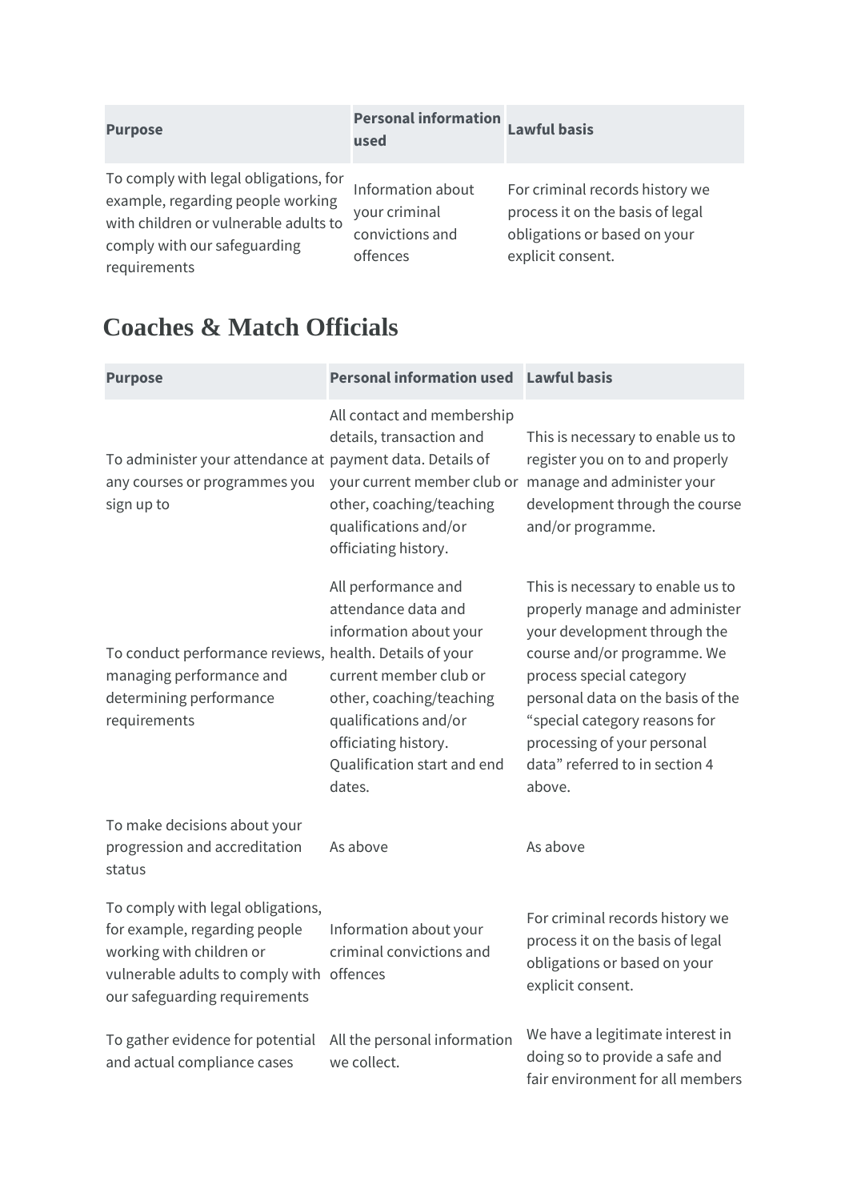| Purpose | Personal information used | Lawful basis |
| --- | --- | --- |
| To comply with legal obligations, for example, regarding people working with children or vulnerable adults to comply with our safeguarding requirements | Information about your criminal convictions and offences | For criminal records history we process it on the basis of legal obligations or based on your explicit consent. |

## Coaches & Match Officials

| Purpose | Personal information used | Lawful basis |
| --- | --- | --- |
| To administer your attendance at any courses or programmes you sign up to | All contact and membership details, transaction and payment data. Details of your current member club or other, coaching/teaching qualifications and/or officiating history. | This is necessary to enable us to register you on to and properly manage and administer your development through the course and/or programme. |
| To conduct performance reviews, managing performance and determining performance requirements | All performance and attendance data and information about your health. Details of your current member club or other, coaching/teaching qualifications and/or officiating history. Qualification start and end dates. | This is necessary to enable us to properly manage and administer your development through the course and/or programme. We process special category personal data on the basis of the "special category reasons for processing of your personal data" referred to in section 4 above. |
| To make decisions about your progression and accreditation status | As above | As above |
| To comply with legal obligations, for example, regarding people working with children or vulnerable adults to comply with our safeguarding requirements | Information about your criminal convictions and offences | For criminal records history we process it on the basis of legal obligations or based on your explicit consent. |
| To gather evidence for potential and actual compliance cases | All the personal information we collect. | We have a legitimate interest in doing so to provide a safe and fair environment for all members |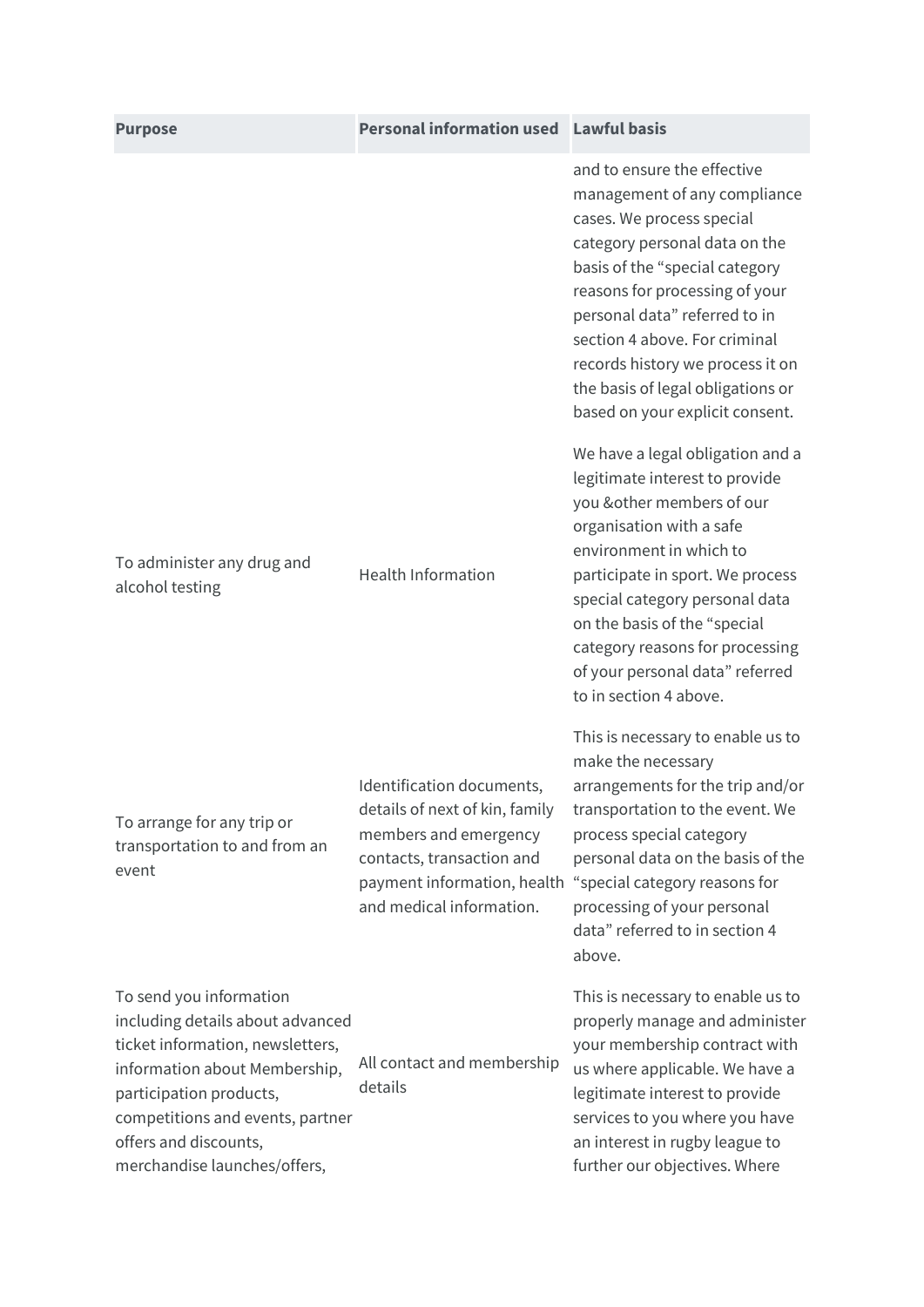| Purpose | Personal information used | Lawful basis |
|---|---|---|
| | | and to ensure the effective management of any compliance cases. We process special category personal data on the basis of the “special category reasons for processing of your personal data” referred to in section 4 above. For criminal records history we process it on the basis of legal obligations or based on your explicit consent. |
| To administer any drug and alcohol testing | Health Information | We have a legal obligation and a legitimate interest to provide you &other members of our organisation with a safe environment in which to participate in sport. We process special category personal data on the basis of the “special category reasons for processing of your personal data” referred to in section 4 above. |
| To arrange for any trip or transportation to and from an event | Identification documents, details of next of kin, family members and emergency contacts, transaction and payment information, health and medical information. | This is necessary to enable us to make the necessary arrangements for the trip and/or transportation to the event. We process special category personal data on the basis of the “special category reasons for processing of your personal data” referred to in section 4 above. |
| To send you information including details about advanced ticket information, newsletters, information about Membership, participation products, competitions and events, partner offers and discounts, merchandise launches/offers, | All contact and membership details | This is necessary to enable us to properly manage and administer your membership contract with us where applicable. We have a legitimate interest to provide services to you where you have an interest in rugby league to further our objectives. Where |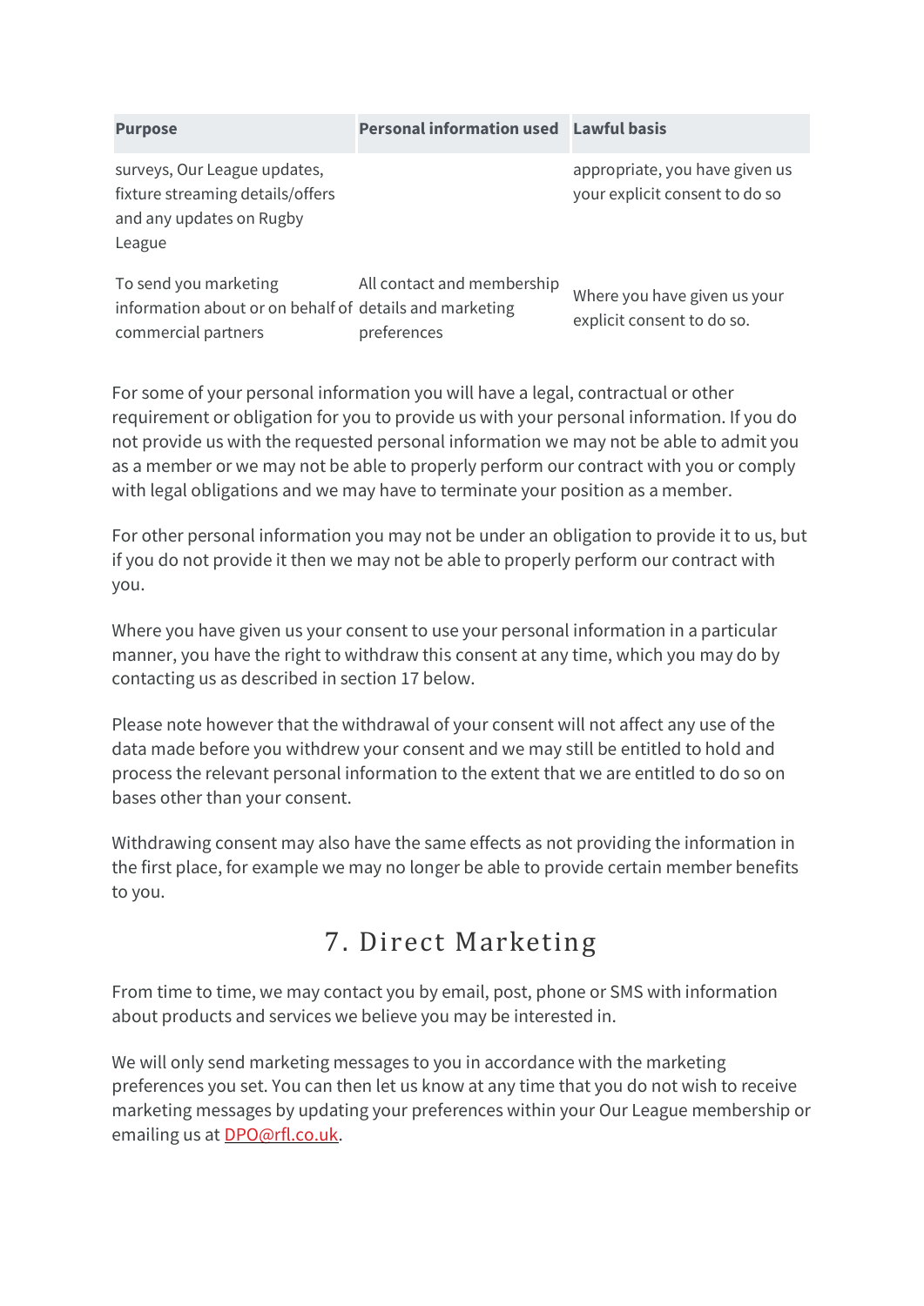| Purpose | Personal information used | Lawful basis |
|---|---|---|
| surveys, Our League updates, fixture streaming details/offers and any updates on Rugby League | | appropriate, you have given us your explicit consent to do so |
| To send you marketing information about or on behalf of commercial partners | All contact and membership details and marketing preferences | Where you have given us your explicit consent to do so. |

For some of your personal information you will have a legal, contractual or other requirement or obligation for you to provide us with your personal information. If you do not provide us with the requested personal information we may not be able to admit you as a member or we may not be able to properly perform our contract with you or comply with legal obligations and we may have to terminate your position as a member.

For other personal information you may not be under an obligation to provide it to us, but if you do not provide it then we may not be able to properly perform our contract with you.

Where you have given us your consent to use your personal information in a particular manner, you have the right to withdraw this consent at any time, which you may do by contacting us as described in section 17 below.

Please note however that the withdrawal of your consent will not affect any use of the data made before you withdrew your consent and we may still be entitled to hold and process the relevant personal information to the extent that we are entitled to do so on bases other than your consent.

Withdrawing consent may also have the same effects as not providing the information in the first place, for example we may no longer be able to provide certain member benefits to you.

# 7. Direct Marketing

From time to time, we may contact you by email, post, phone or SMS with information about products and services we believe you may be interested in.

We will only send marketing messages to you in accordance with the marketing preferences you set. You can then let us know at any time that you do not wish to receive marketing messages by updating your preferences within your Our League membership or emailing us at DPO@rfl.co.uk.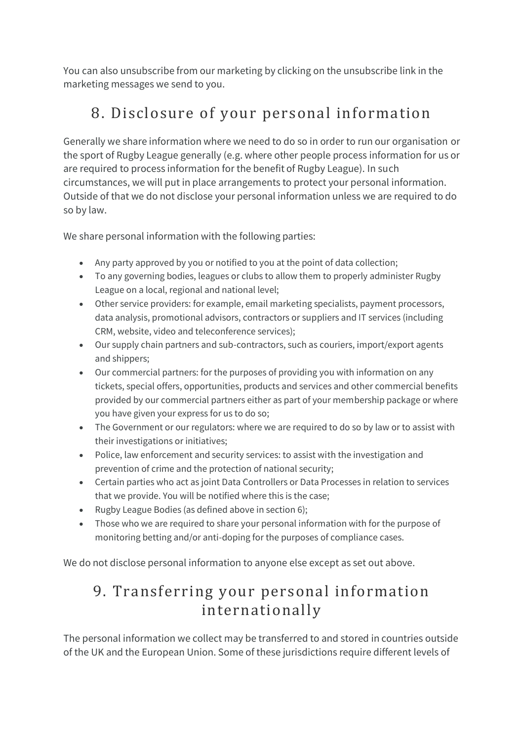You can also unsubscribe from our marketing by clicking on the unsubscribe link in the marketing messages we send to you.

## 8. Disclosure of your personal information

Generally we share information where we need to do so in order to run our organisation or the sport of Rugby League generally (e.g. where other people process information for us or are required to process information for the benefit of Rugby League). In such circumstances, we will put in place arrangements to protect your personal information. Outside of that we do not disclose your personal information unless we are required to do so by law.

We share personal information with the following parties:

- Any party approved by you or notified to you at the point of data collection;
- To any governing bodies, leagues or clubs to allow them to properly administer Rugby League on a local, regional and national level;
- Other service providers: for example, email marketing specialists, payment processors, data analysis, promotional advisors, contractors or suppliers and IT services (including CRM, website, video and teleconference services);
- Our supply chain partners and sub-contractors, such as couriers, import/export agents and shippers;
- Our commercial partners: for the purposes of providing you with information on any tickets, special offers, opportunities, products and services and other commercial benefits provided by our commercial partners either as part of your membership package or where you have given your express for us to do so;
- The Government or our regulators: where we are required to do so by law or to assist with their investigations or initiatives;
- Police, law enforcement and security services: to assist with the investigation and prevention of crime and the protection of national security;
- Certain parties who act as joint Data Controllers or Data Processes in relation to services that we provide. You will be notified where this is the case;
- Rugby League Bodies (as defined above in section 6);
- Those who we are required to share your personal information with for the purpose of monitoring betting and/or anti-doping for the purposes of compliance cases.

We do not disclose personal information to anyone else except as set out above.

## 9. Transferring your personal information internationally

The personal information we collect may be transferred to and stored in countries outside of the UK and the European Union. Some of these jurisdictions require different levels of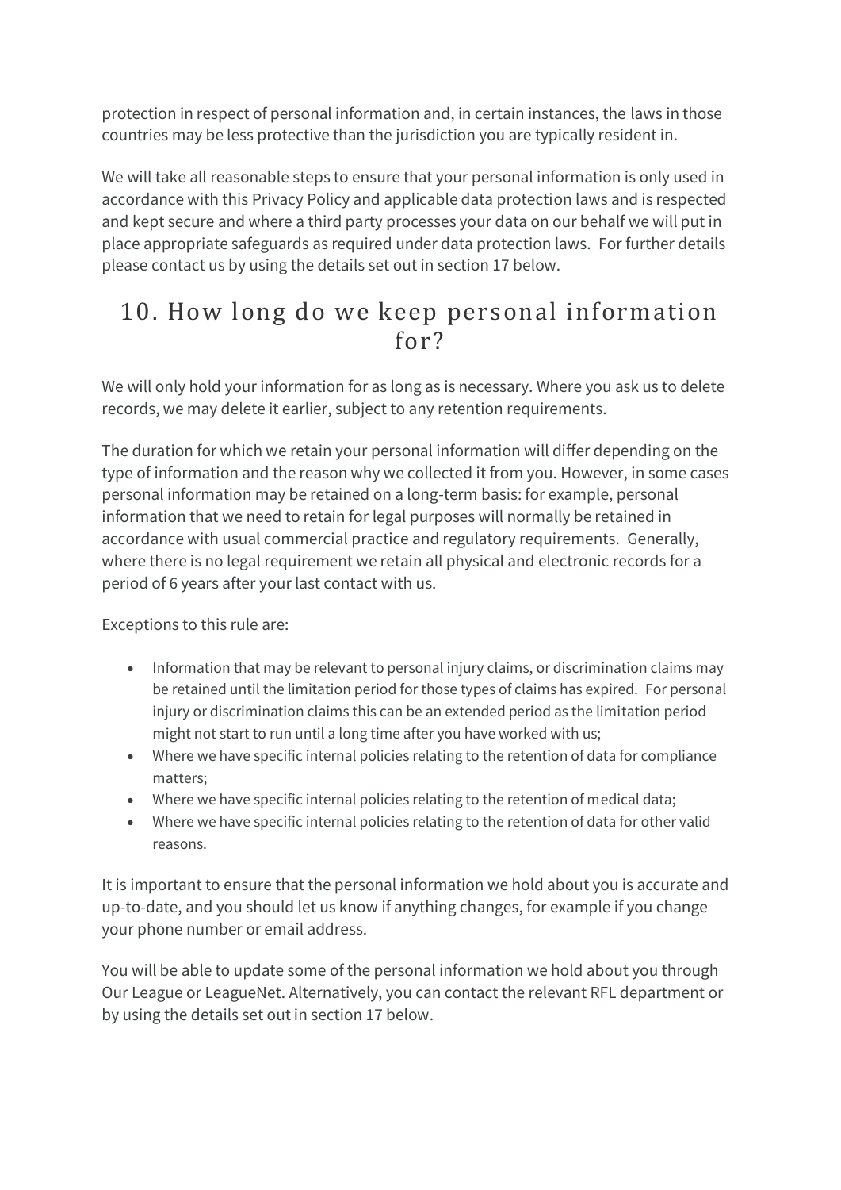protection in respect of personal information and, in certain instances, the laws in those countries may be less protective than the jurisdiction you are typically resident in.

We will take all reasonable steps to ensure that your personal information is only used in accordance with this Privacy Policy and applicable data protection laws and is respected and kept secure and where a third party processes your data on our behalf we will put in place appropriate safeguards as required under data protection laws. For further details please contact us by using the details set out in section 17 below.

## 10. How long do we keep personal information for?

We will only hold your information for as long as is necessary. Where you ask us to delete records, we may delete it earlier, subject to any retention requirements.

The duration for which we retain your personal information will differ depending on the type of information and the reason why we collected it from you. However, in some cases personal information may be retained on a long-term basis: for example, personal information that we need to retain for legal purposes will normally be retained in accordance with usual commercial practice and regulatory requirements. Generally, where there is no legal requirement we retain all physical and electronic records for a period of 6 years after your last contact with us.

Exceptions to this rule are:

- Information that may be relevant to personal injury claims, or discrimination claims may be retained until the limitation period for those types of claims has expired. For personal injury or discrimination claims this can be an extended period as the limitation period might not start to run until a long time after you have worked with us;
- Where we have specific internal policies relating to the retention of data for compliance matters;
- Where we have specific internal policies relating to the retention of medical data;
- Where we have specific internal policies relating to the retention of data for other valid reasons.

It is important to ensure that the personal information we hold about you is accurate and up-to-date, and you should let us know if anything changes, for example if you change your phone number or email address.

You will be able to update some of the personal information we hold about you through Our League or LeagueNet. Alternatively, you can contact the relevant RFL department or by using the details set out in section 17 below.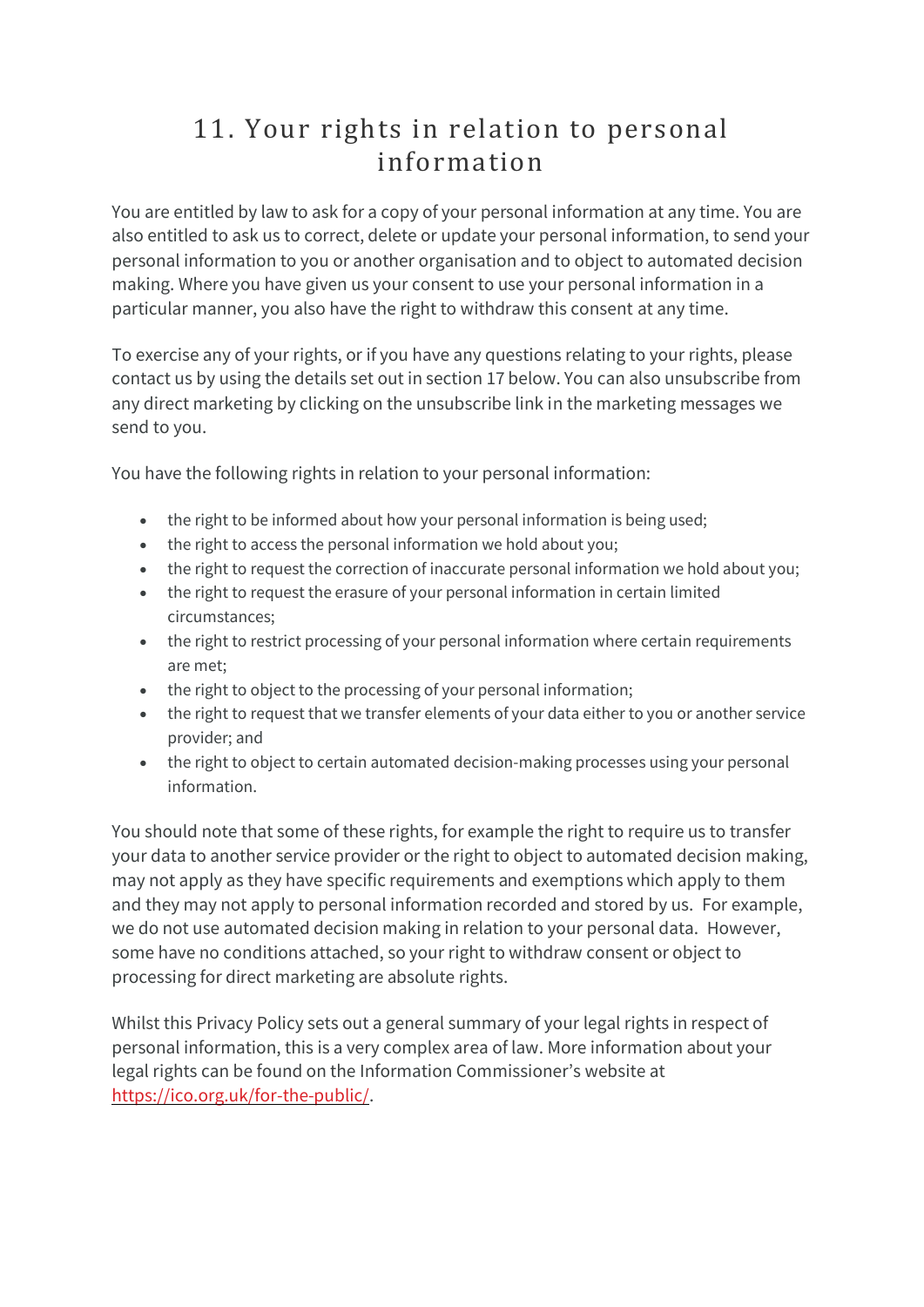# 11. Your rights in relation to personal information

You are entitled by law to ask for a copy of your personal information at any time. You are also entitled to ask us to correct, delete or update your personal information, to send your personal information to you or another organisation and to object to automated decision making. Where you have given us your consent to use your personal information in a particular manner, you also have the right to withdraw this consent at any time.

To exercise any of your rights, or if you have any questions relating to your rights, please contact us by using the details set out in section 17 below. You can also unsubscribe from any direct marketing by clicking on the unsubscribe link in the marketing messages we send to you.

You have the following rights in relation to your personal information:

- the right to be informed about how your personal information is being used;
- the right to access the personal information we hold about you;
- the right to request the correction of inaccurate personal information we hold about you;
- the right to request the erasure of your personal information in certain limited circumstances;
- the right to restrict processing of your personal information where certain requirements are met;
- the right to object to the processing of your personal information;
- the right to request that we transfer elements of your data either to you or another service provider; and
- the right to object to certain automated decision-making processes using your personal information.

You should note that some of these rights, for example the right to require us to transfer your data to another service provider or the right to object to automated decision making, may not apply as they have specific requirements and exemptions which apply to them and they may not apply to personal information recorded and stored by us. For example, we do not use automated decision making in relation to your personal data. However, some have no conditions attached, so your right to withdraw consent or object to processing for direct marketing are absolute rights.

Whilst this Privacy Policy sets out a general summary of your legal rights in respect of personal information, this is a very complex area of law. More information about your legal rights can be found on the Information Commissioner's website at [https://ico.org.uk/for-the-public/](https://ico.org.uk/for-the-public/).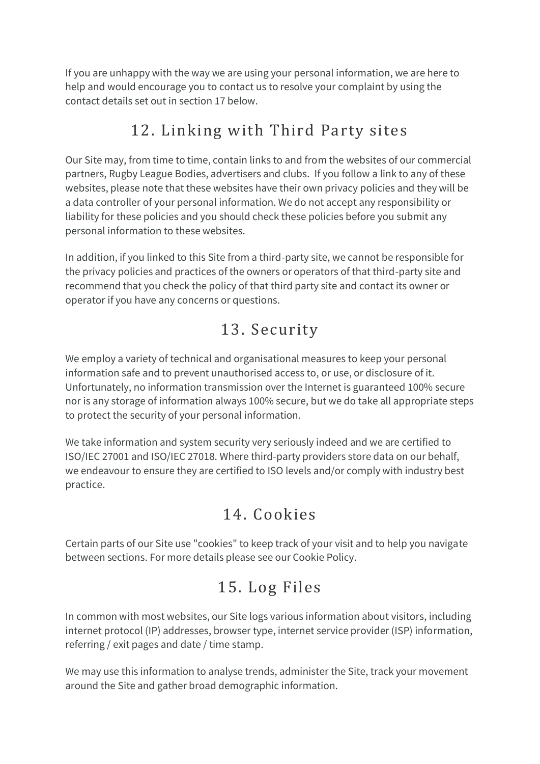If you are unhappy with the way we are using your personal information, we are here to help and would encourage you to contact us to resolve your complaint by using the contact details set out in section 17 below.

## 12. Linking with Third Party sites

Our Site may, from time to time, contain links to and from the websites of our commercial partners, Rugby League Bodies, advertisers and clubs.  If you follow a link to any of these websites, please note that these websites have their own privacy policies and they will be a data controller of your personal information. We do not accept any responsibility or liability for these policies and you should check these policies before you submit any personal information to these websites.

In addition, if you linked to this Site from a third-party site, we cannot be responsible for the privacy policies and practices of the owners or operators of that third-party site and recommend that you check the policy of that third party site and contact its owner or operator if you have any concerns or questions.

## 13. Security

We employ a variety of technical and organisational measures to keep your personal information safe and to prevent unauthorised access to, or use, or disclosure of it. Unfortunately, no information transmission over the Internet is guaranteed 100% secure nor is any storage of information always 100% secure, but we do take all appropriate steps to protect the security of your personal information.

We take information and system security very seriously indeed and we are certified to ISO/IEC 27001 and ISO/IEC 27018. Where third-party providers store data on our behalf, we endeavour to ensure they are certified to ISO levels and/or comply with industry best practice.

## 14. Cookies

Certain parts of our Site use "cookies" to keep track of your visit and to help you navigate between sections. For more details please see our Cookie Policy.

## 15. Log Files

In common with most websites, our Site logs various information about visitors, including internet protocol (IP) addresses, browser type, internet service provider (ISP) information, referring / exit pages and date / time stamp.

We may use this information to analyse trends, administer the Site, track your movement around the Site and gather broad demographic information.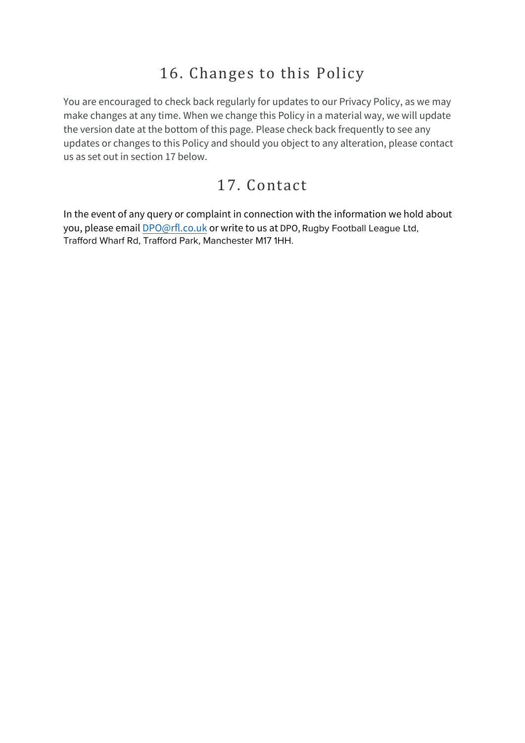## 16. Changes to this Policy

You are encouraged to check back regularly for updates to our Privacy Policy, as we may make changes at any time. When we change this Policy in a material way, we will update the version date at the bottom of this page. Please check back frequently to see any updates or changes to this Policy and should you object to any alteration, please contact us as set out in section 17 below.

## 17. Contact

In the event of any query or complaint in connection with the information we hold about you, please email DPO@rfl.co.uk or write to us at DPO, Rugby Football League Ltd, Trafford Wharf Rd, Trafford Park, Manchester M17 1HH.